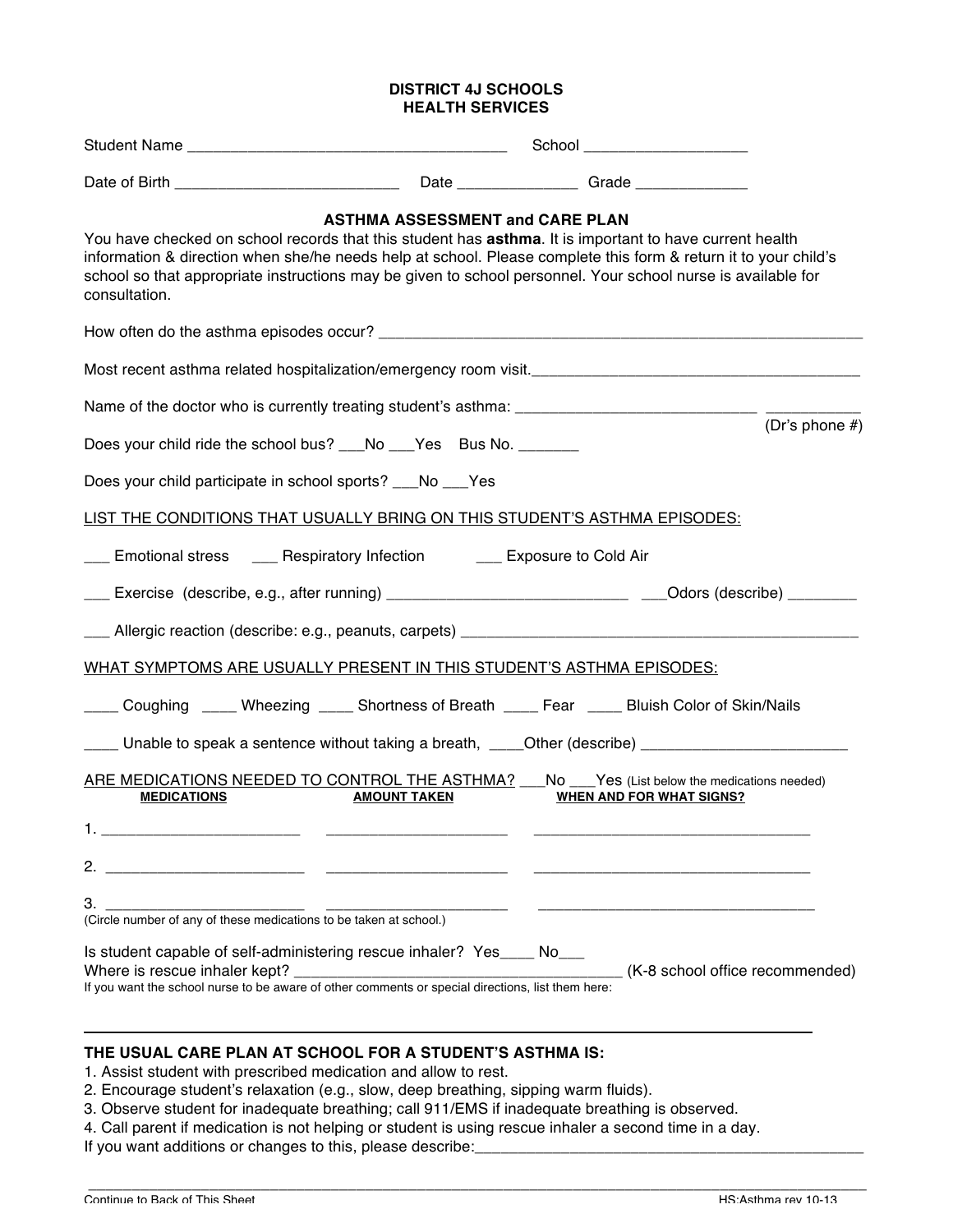**DISTRICT 4J SCHOOLS**
**HEALTH SERVICES**

Student Name _____________________________________ School ___________________

Date of Birth __________________________ Date ______________ Grade _____________

## ASTHMA ASSESSMENT and CARE PLAN

You have checked on school records that this student has **asthma**. It is important to have current health information & direction when she/he needs help at school. Please complete this form & return it to your child's school so that appropriate instructions may be given to school personnel. Your school nurse is available for consultation.

How often do the asthma episodes occur? _________________________________________________________

Most recent asthma related hospitalization/emergency room visit.________________________________________

Name of the doctor who is currently treating student's asthma: ____________________________ ___________ (Dr's phone #)

Does your child ride the school bus? ___No ___Yes Bus No. _______

Does your child participate in school sports? ___No ___Yes

LIST THE CONDITIONS THAT USUALLY BRING ON THIS STUDENT'S ASTHMA EPISODES:

___ Emotional stress ___ Respiratory Infection ___ Exposure to Cold Air

___ Exercise (describe, e.g., after running) ____________________________ ___Odors (describe) ________

___ Allergic reaction (describe: e.g., peanuts, carpets) _______________________________________________

WHAT SYMPTOMS ARE USUALLY PRESENT IN THIS STUDENT'S ASTHMA EPISODES:

____ Coughing ____ Wheezing ____ Shortness of Breath ____ Fear ____ Bluish Color of Skin/Nails

____ Unable to speak a sentence without taking a breath, ____Other (describe) ________________________

ARE MEDICATIONS NEEDED TO CONTROL THE ASTHMA? ___No ___Yes (List below the medications needed)

| MEDICATIONS | AMOUNT TAKEN | WHEN AND FOR WHAT SIGNS? |
|---|---|---|
| 1. _______________________ | _____________________ | _________________________________ |
| 2. _______________________ | _____________________ | _________________________________ |
| 3. _______________________ | _____________________ | _________________________________ |

(Circle number of any of these medications to be taken at school.)

Is student capable of self-administering rescue inhaler? Yes____ No___
Where is rescue inhaler kept? _________________________________________ (K-8 school office recommended)
If you want the school nurse to be aware of other comments or special directions, list them here:

_____________________________________________________________________________

**THE USUAL CARE PLAN AT SCHOOL FOR A STUDENT'S ASTHMA IS:**

1. Assist student with prescribed medication and allow to rest.
2. Encourage student's relaxation (e.g., slow, deep breathing, sipping warm fluids).
3. Observe student for inadequate breathing; call 911/EMS if inadequate breathing is observed.
4. Call parent if medication is not helping or student is using rescue inhaler a second time in a day.

If you want additions or changes to this, please describe:_______________________________________________

Continue to Back of This Sheet HS:Asthma rev 10-13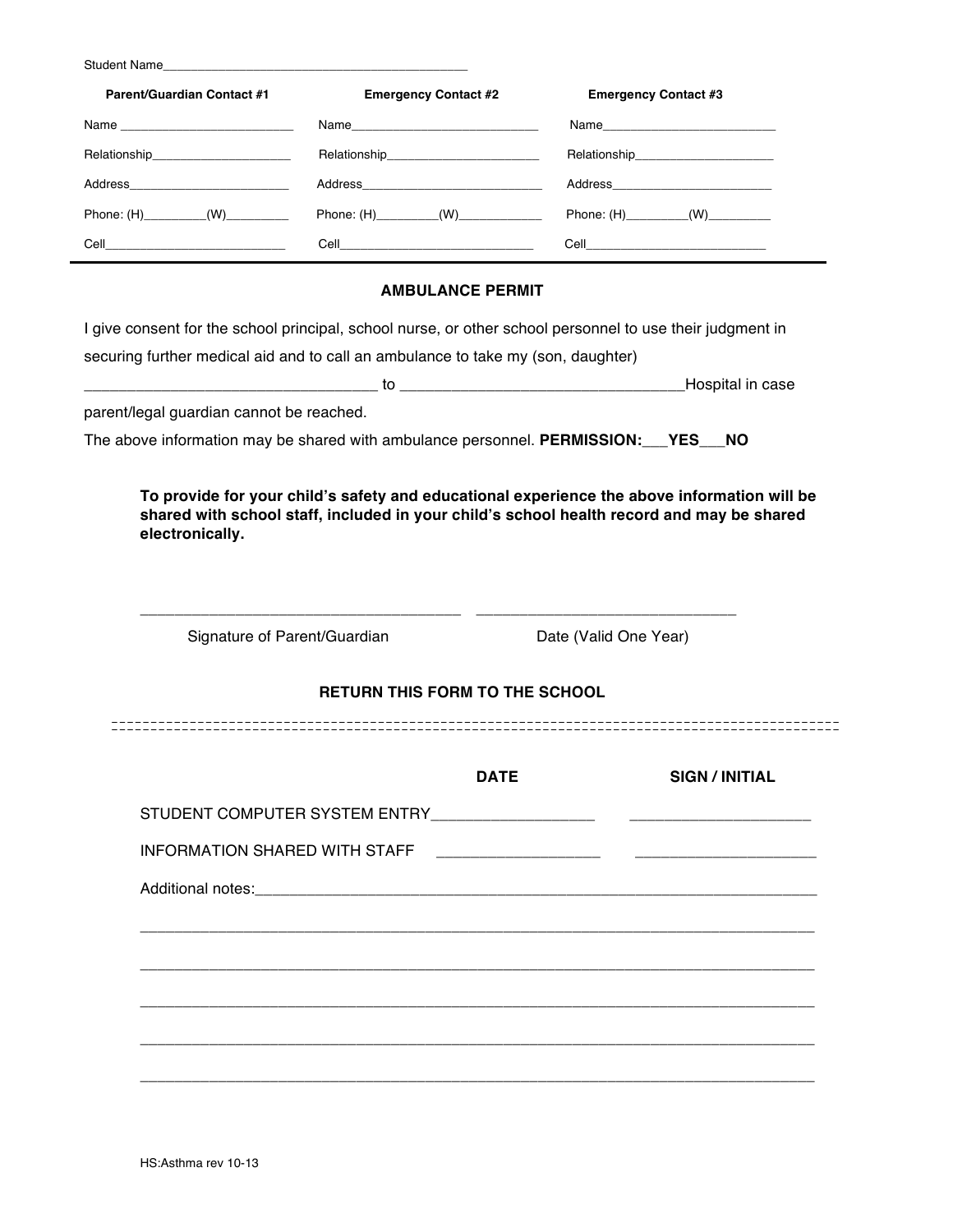Student Name_____________________________________________

| Parent/Guardian Contact #1 | Emergency Contact #2 | Emergency Contact #3 |
|---|---|---|
| Name _________________________ | Name___________________________ | Name_________________________ |
| Relationship____________________ | Relationship______________________ | Relationship____________________ |
| Address_______________________ | Address__________________________ | Address_______________________ |
| Phone: (H)_________(W)_________ | Phone: (H)_________(W)____________ | Phone: (H)_________(W)_________ |
| Cell__________________________ | Cell____________________________ | Cell__________________________ |

## AMBULANCE PERMIT

I give consent for the school principal, school nurse, or other school personnel to use their judgment in securing further medical aid and to call an ambulance to take my (son, daughter) __________________________________ to ________________________________Hospital in case parent/legal guardian cannot be reached.

The above information may be shared with ambulance personnel. **PERMISSION:___YES___NO**

**To provide for your child's safety and educational experience the above information will be shared with school staff, included in your child's school health record and may be shared electronically.**

_____________________________________ ______________________________

Signature of Parent/Guardian Date (Valid One Year)

**RETURN THIS FORM TO THE SCHOOL**

| | **DATE** | **SIGN / INITIAL** |
|---|---|---|
| STUDENT COMPUTER SYSTEM ENTRY | ___________________ | ____________________ |
| INFORMATION SHARED WITH STAFF | ___________________ | ____________________ |

Additional notes:_____________________________________________________________________

___________________________________________________________________________________

___________________________________________________________________________________

___________________________________________________________________________________

___________________________________________________________________________________

___________________________________________________________________________________

HS:Asthma rev 10-13